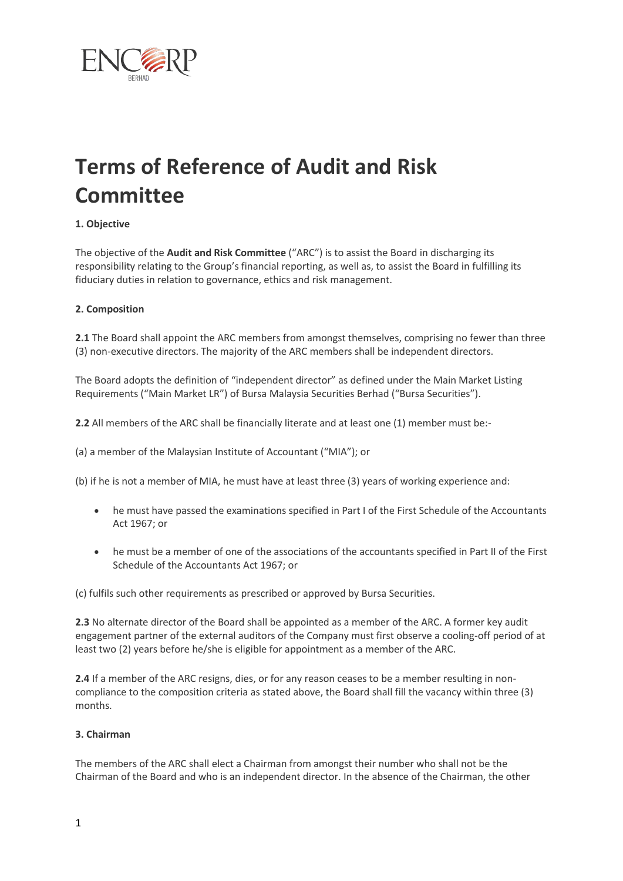# Terms of Reference of Audit and Risk Committee

## 1. Objective

The objective of the **Audit and Risk Committee** ("ARC") is to assist the Board in discharging its responsibility relating to the Group's financial reporting, as well as, to assist the Board in fulfilling its fiduciary duties in relation to governance, ethics and risk management.

## 2. Composition

**2.1** The Board shall appoint the ARC members from amongst themselves, comprising no fewer than three (3) non-executive directors. The majority of the ARC members shall be independent directors.

The Board adopts the definition of "independent director" as defined under the Main Market Listing Requirements ("Main Market LR") of Bursa Malaysia Securities Berhad ("Bursa Securities").

**2.2** All members of the ARC shall be financially literate and at least one (1) member must be:-

(a) a member of the Malaysian Institute of Accountant ("MIA"); or

(b) if he is not a member of MIA, he must have at least three (3) years of working experience and:

- he must have passed the examinations specified in Part I of the First Schedule of the Accountants Act 1967; or
- he must be a member of one of the associations of the accountants specified in Part II of the First Schedule of the Accountants Act 1967; or

(c) fulfils such other requirements as prescribed or approved by Bursa Securities.

**2.3** No alternate director of the Board shall be appointed as a member of the ARC. A former key audit engagement partner of the external auditors of the Company must first observe a cooling-off period of at least two (2) years before he/she is eligible for appointment as a member of the ARC.

**2.4** If a member of the ARC resigns, dies, or for any reason ceases to be a member resulting in non-compliance to the composition criteria as stated above, the Board shall fill the vacancy within three (3) months.

## 3. Chairman

The members of the ARC shall elect a Chairman from amongst their number who shall not be the Chairman of the Board and who is an independent director. In the absence of the Chairman, the other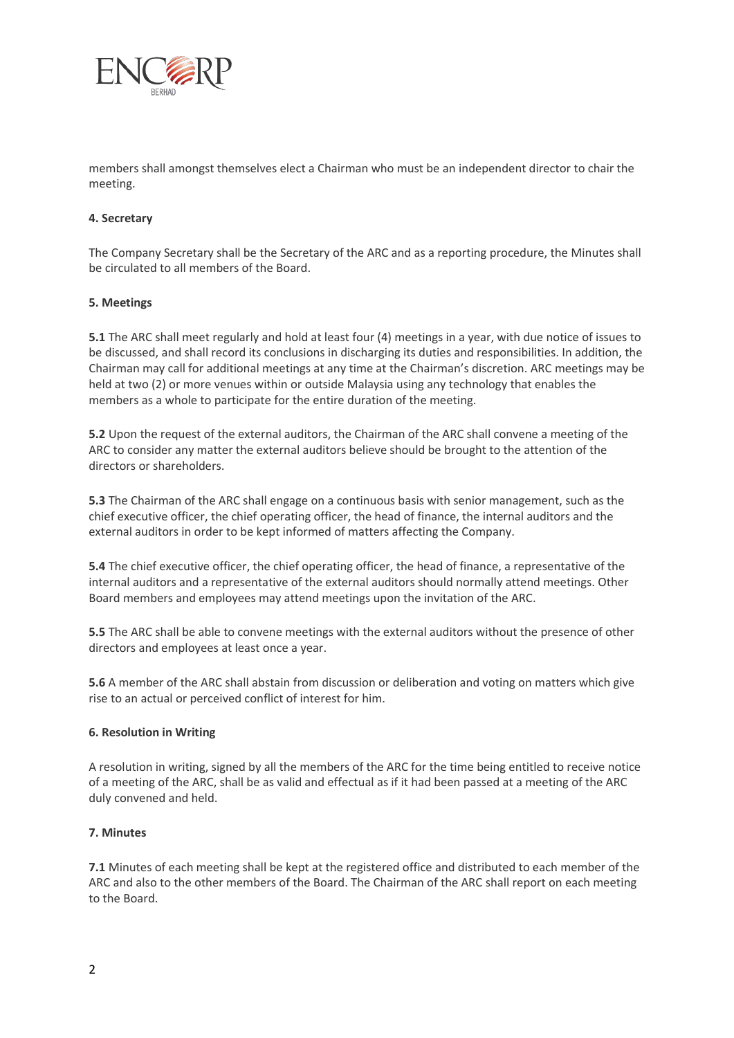members shall amongst themselves elect a Chairman who must be an independent director to chair the meeting.

**4. Secretary**

The Company Secretary shall be the Secretary of the ARC and as a reporting procedure, the Minutes shall be circulated to all members of the Board.

**5. Meetings**

**5.1** The ARC shall meet regularly and hold at least four (4) meetings in a year, with due notice of issues to be discussed, and shall record its conclusions in discharging its duties and responsibilities. In addition, the Chairman may call for additional meetings at any time at the Chairman's discretion. ARC meetings may be held at two (2) or more venues within or outside Malaysia using any technology that enables the members as a whole to participate for the entire duration of the meeting.

**5.2** Upon the request of the external auditors, the Chairman of the ARC shall convene a meeting of the ARC to consider any matter the external auditors believe should be brought to the attention of the directors or shareholders.

**5.3** The Chairman of the ARC shall engage on a continuous basis with senior management, such as the chief executive officer, the chief operating officer, the head of finance, the internal auditors and the external auditors in order to be kept informed of matters affecting the Company.

**5.4** The chief executive officer, the chief operating officer, the head of finance, a representative of the internal auditors and a representative of the external auditors should normally attend meetings. Other Board members and employees may attend meetings upon the invitation of the ARC.

**5.5** The ARC shall be able to convene meetings with the external auditors without the presence of other directors and employees at least once a year.

**5.6** A member of the ARC shall abstain from discussion or deliberation and voting on matters which give rise to an actual or perceived conflict of interest for him.

**6. Resolution in Writing**

A resolution in writing, signed by all the members of the ARC for the time being entitled to receive notice of a meeting of the ARC, shall be as valid and effectual as if it had been passed at a meeting of the ARC duly convened and held.

**7. Minutes**

**7.1** Minutes of each meeting shall be kept at the registered office and distributed to each member of the ARC and also to the other members of the Board. The Chairman of the ARC shall report on each meeting to the Board.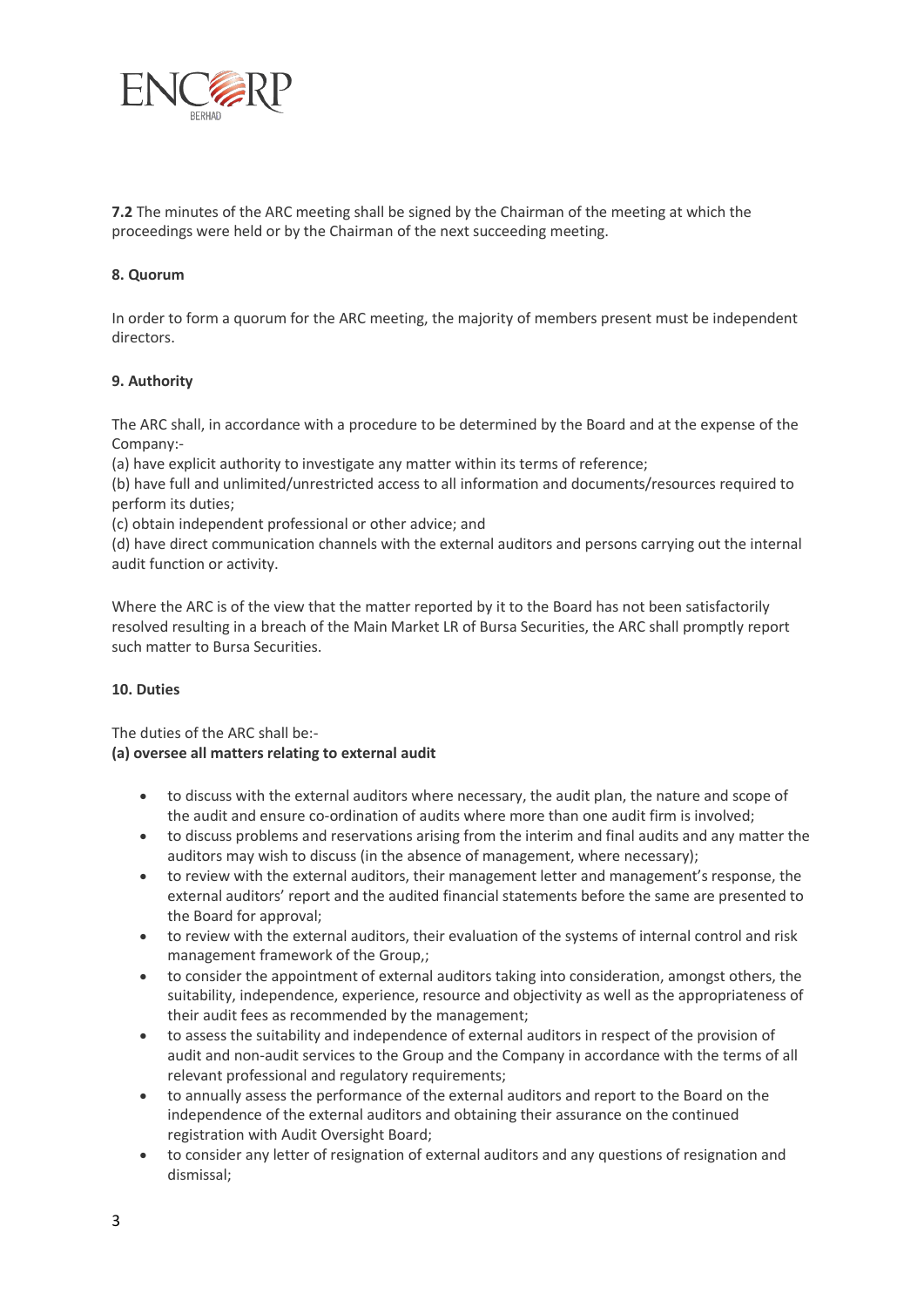**7.2** The minutes of the ARC meeting shall be signed by the Chairman of the meeting at which the proceedings were held or by the Chairman of the next succeeding meeting.

**8. Quorum**

In order to form a quorum for the ARC meeting, the majority of members present must be independent directors.

**9. Authority**

The ARC shall, in accordance with a procedure to be determined by the Board and at the expense of the Company:-

(a) have explicit authority to investigate any matter within its terms of reference;

(b) have full and unlimited/unrestricted access to all information and documents/resources required to perform its duties;

(c) obtain independent professional or other advice; and

(d) have direct communication channels with the external auditors and persons carrying out the internal audit function or activity.

Where the ARC is of the view that the matter reported by it to the Board has not been satisfactorily resolved resulting in a breach of the Main Market LR of Bursa Securities, the ARC shall promptly report such matter to Bursa Securities.

**10. Duties**

The duties of the ARC shall be:-

**(a) oversee all matters relating to external audit**

- to discuss with the external auditors where necessary, the audit plan, the nature and scope of the audit and ensure co-ordination of audits where more than one audit firm is involved;
- to discuss problems and reservations arising from the interim and final audits and any matter the auditors may wish to discuss (in the absence of management, where necessary);
- to review with the external auditors, their management letter and management's response, the external auditors' report and the audited financial statements before the same are presented to the Board for approval;
- to review with the external auditors, their evaluation of the systems of internal control and risk management framework of the Group,;
- to consider the appointment of external auditors taking into consideration, amongst others, the suitability, independence, experience, resource and objectivity as well as the appropriateness of their audit fees as recommended by the management;
- to assess the suitability and independence of external auditors in respect of the provision of audit and non-audit services to the Group and the Company in accordance with the terms of all relevant professional and regulatory requirements;
- to annually assess the performance of the external auditors and report to the Board on the independence of the external auditors and obtaining their assurance on the continued registration with Audit Oversight Board;
- to consider any letter of resignation of external auditors and any questions of resignation and dismissal;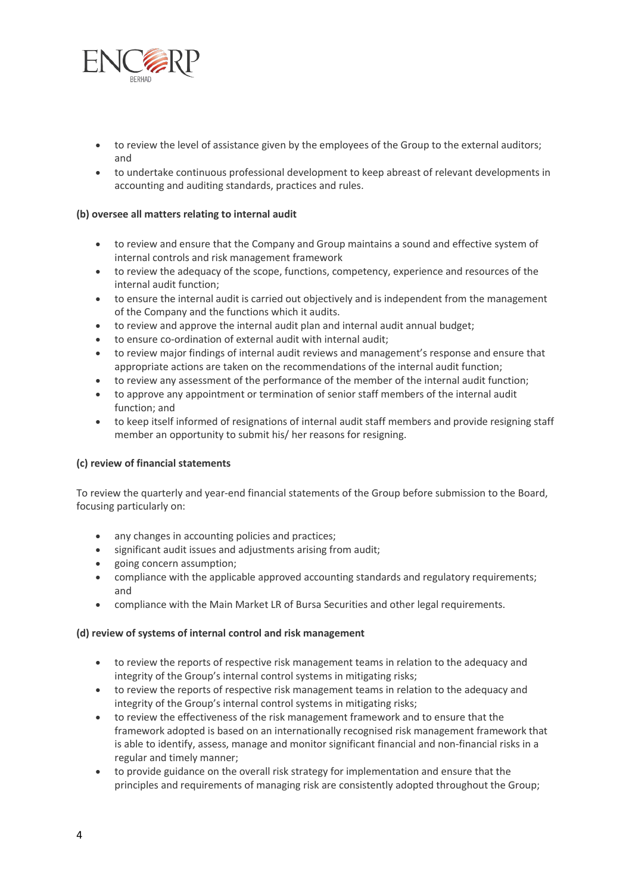- to review the level of assistance given by the employees of the Group to the external auditors; and
- to undertake continuous professional development to keep abreast of relevant developments in accounting and auditing standards, practices and rules.

**(b) oversee all matters relating to internal audit**

- to review and ensure that the Company and Group maintains a sound and effective system of internal controls and risk management framework
- to review the adequacy of the scope, functions, competency, experience and resources of the internal audit function;
- to ensure the internal audit is carried out objectively and is independent from the management of the Company and the functions which it audits.
- to review and approve the internal audit plan and internal audit annual budget;
- to ensure co-ordination of external audit with internal audit;
- to review major findings of internal audit reviews and management's response and ensure that appropriate actions are taken on the recommendations of the internal audit function;
- to review any assessment of the performance of the member of the internal audit function;
- to approve any appointment or termination of senior staff members of the internal audit function; and
- to keep itself informed of resignations of internal audit staff members and provide resigning staff member an opportunity to submit his/ her reasons for resigning.

**(c) review of financial statements**

To review the quarterly and year-end financial statements of the Group before submission to the Board, focusing particularly on:

- any changes in accounting policies and practices;
- significant audit issues and adjustments arising from audit;
- going concern assumption;
- compliance with the applicable approved accounting standards and regulatory requirements; and
- compliance with the Main Market LR of Bursa Securities and other legal requirements.

**(d) review of systems of internal control and risk management**

- to review the reports of respective risk management teams in relation to the adequacy and integrity of the Group's internal control systems in mitigating risks;
- to review the reports of respective risk management teams in relation to the adequacy and integrity of the Group's internal control systems in mitigating risks;
- to review the effectiveness of the risk management framework and to ensure that the framework adopted is based on an internationally recognised risk management framework that is able to identify, assess, manage and monitor significant financial and non-financial risks in a regular and timely manner;
- to provide guidance on the overall risk strategy for implementation and ensure that the principles and requirements of managing risk are consistently adopted throughout the Group;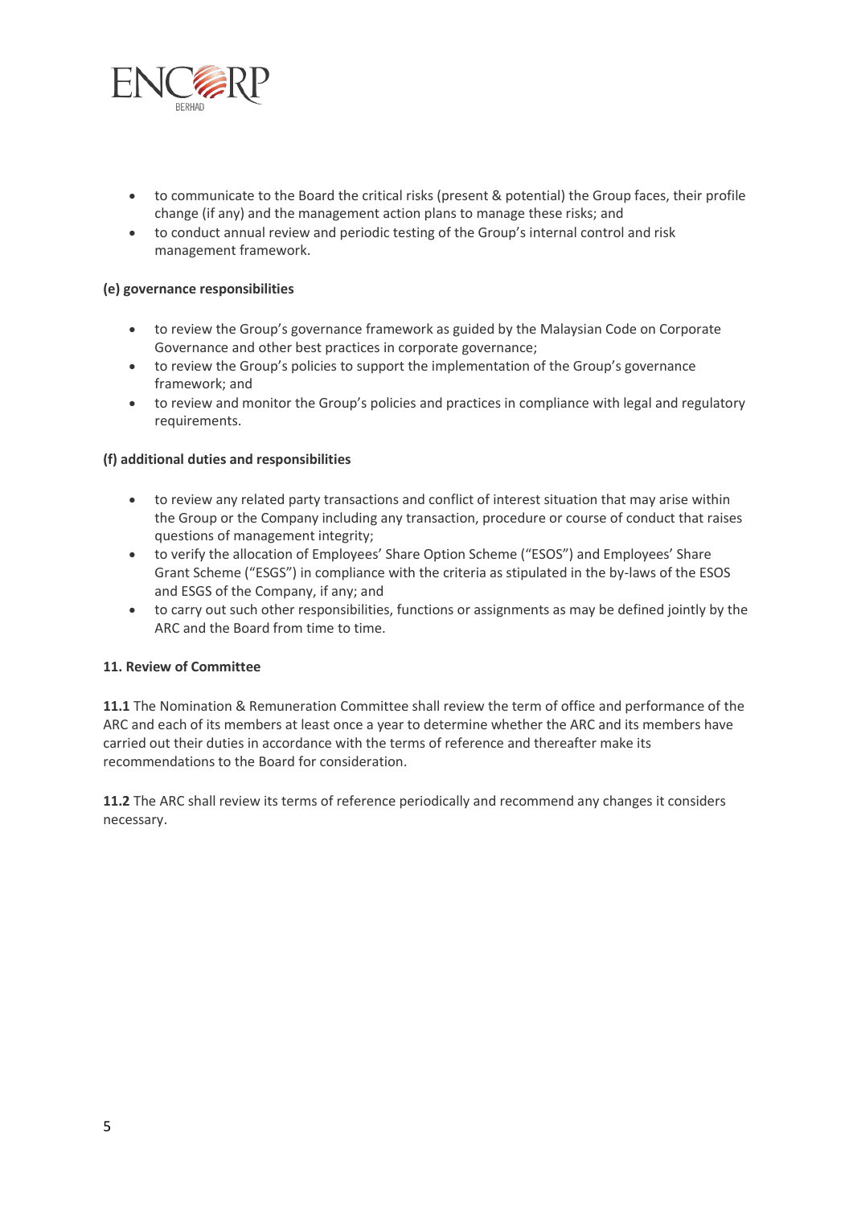- to communicate to the Board the critical risks (present & potential) the Group faces, their profile change (if any) and the management action plans to manage these risks; and
- to conduct annual review and periodic testing of the Group's internal control and risk management framework.

**(e) governance responsibilities**

- to review the Group's governance framework as guided by the Malaysian Code on Corporate Governance and other best practices in corporate governance;
- to review the Group's policies to support the implementation of the Group's governance framework; and
- to review and monitor the Group's policies and practices in compliance with legal and regulatory requirements.

**(f) additional duties and responsibilities**

- to review any related party transactions and conflict of interest situation that may arise within the Group or the Company including any transaction, procedure or course of conduct that raises questions of management integrity;
- to verify the allocation of Employees' Share Option Scheme ("ESOS") and Employees' Share Grant Scheme ("ESGS") in compliance with the criteria as stipulated in the by-laws of the ESOS and ESGS of the Company, if any; and
- to carry out such other responsibilities, functions or assignments as may be defined jointly by the ARC and the Board from time to time.

**11. Review of Committee**

**11.1** The Nomination & Remuneration Committee shall review the term of office and performance of the ARC and each of its members at least once a year to determine whether the ARC and its members have carried out their duties in accordance with the terms of reference and thereafter make its recommendations to the Board for consideration.

**11.2** The ARC shall review its terms of reference periodically and recommend any changes it considers necessary.